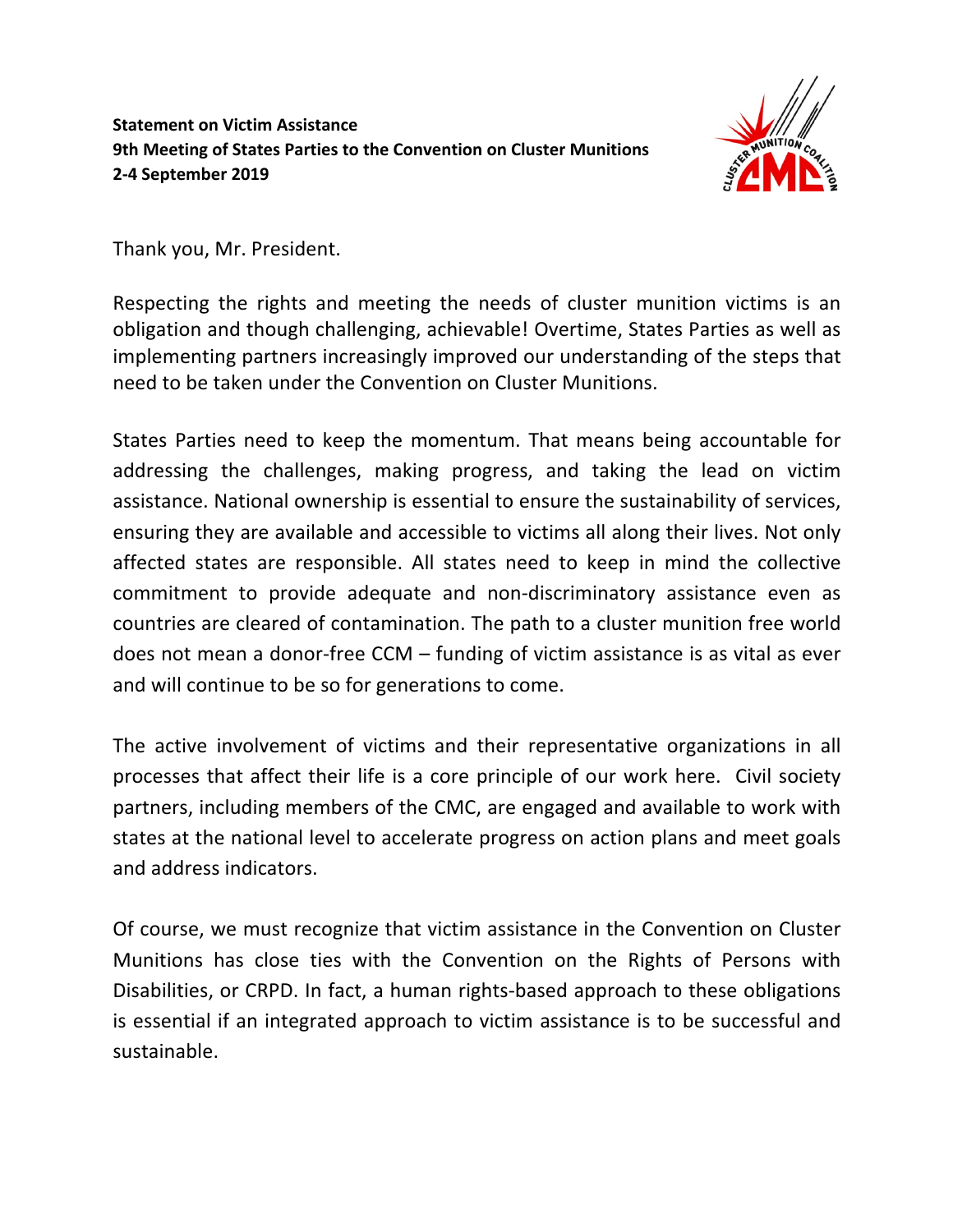**Statement on Victim Assistance**
**9th Meeting of States Parties to the Convention on Cluster Munitions**
**2-4 September 2019**

Thank you, Mr. President.

Respecting the rights and meeting the needs of cluster munition victims is an obligation and though challenging, achievable! Overtime, States Parties as well as implementing partners increasingly improved our understanding of the steps that need to be taken under the Convention on Cluster Munitions.

States Parties need to keep the momentum. That means being accountable for addressing the challenges, making progress, and taking the lead on victim assistance. National ownership is essential to ensure the sustainability of services, ensuring they are available and accessible to victims all along their lives. Not only affected states are responsible. All states need to keep in mind the collective commitment to provide adequate and non-discriminatory assistance even as countries are cleared of contamination. The path to a cluster munition free world does not mean a donor-free CCM – funding of victim assistance is as vital as ever and will continue to be so for generations to come.

The active involvement of victims and their representative organizations in all processes that affect their life is a core principle of our work here. Civil society partners, including members of the CMC, are engaged and available to work with states at the national level to accelerate progress on action plans and meet goals and address indicators.

Of course, we must recognize that victim assistance in the Convention on Cluster Munitions has close ties with the Convention on the Rights of Persons with Disabilities, or CRPD. In fact, a human rights-based approach to these obligations is essential if an integrated approach to victim assistance is to be successful and sustainable.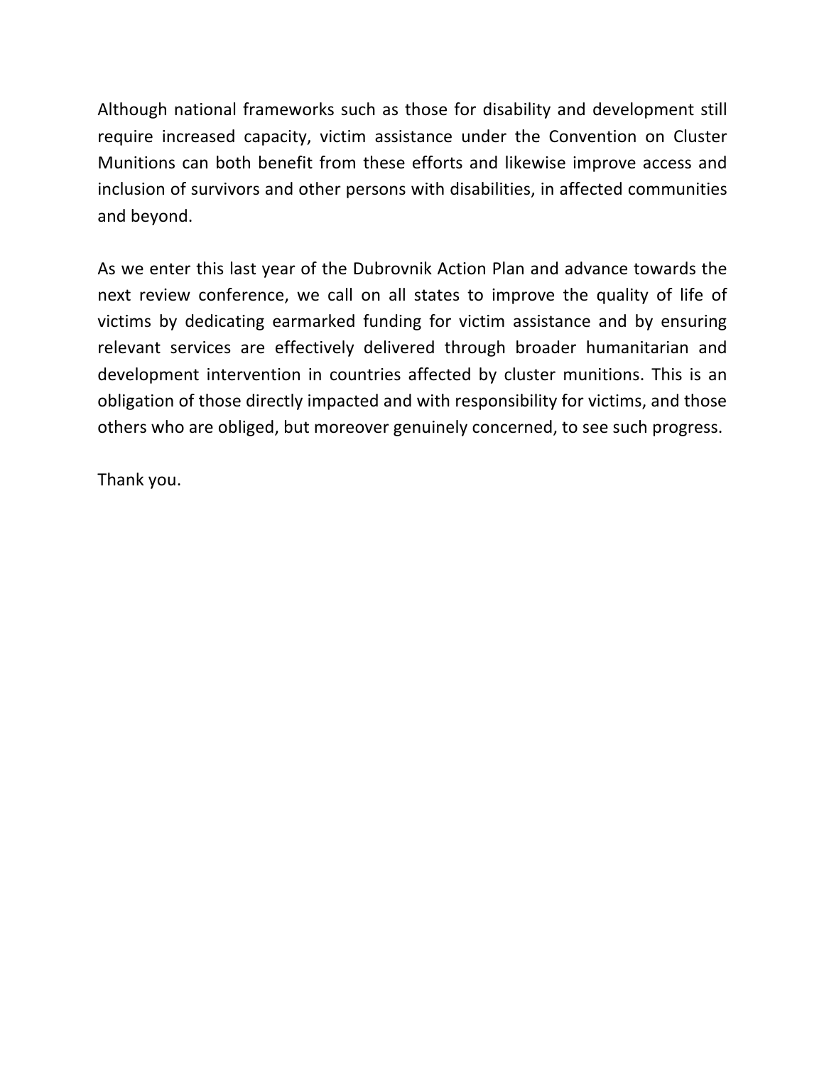Although national frameworks such as those for disability and development still require increased capacity, victim assistance under the Convention on Cluster Munitions can both benefit from these efforts and likewise improve access and inclusion of survivors and other persons with disabilities, in affected communities and beyond.

As we enter this last year of the Dubrovnik Action Plan and advance towards the next review conference, we call on all states to improve the quality of life of victims by dedicating earmarked funding for victim assistance and by ensuring relevant services are effectively delivered through broader humanitarian and development intervention in countries affected by cluster munitions. This is an obligation of those directly impacted and with responsibility for victims, and those others who are obliged, but moreover genuinely concerned, to see such progress.

Thank you.